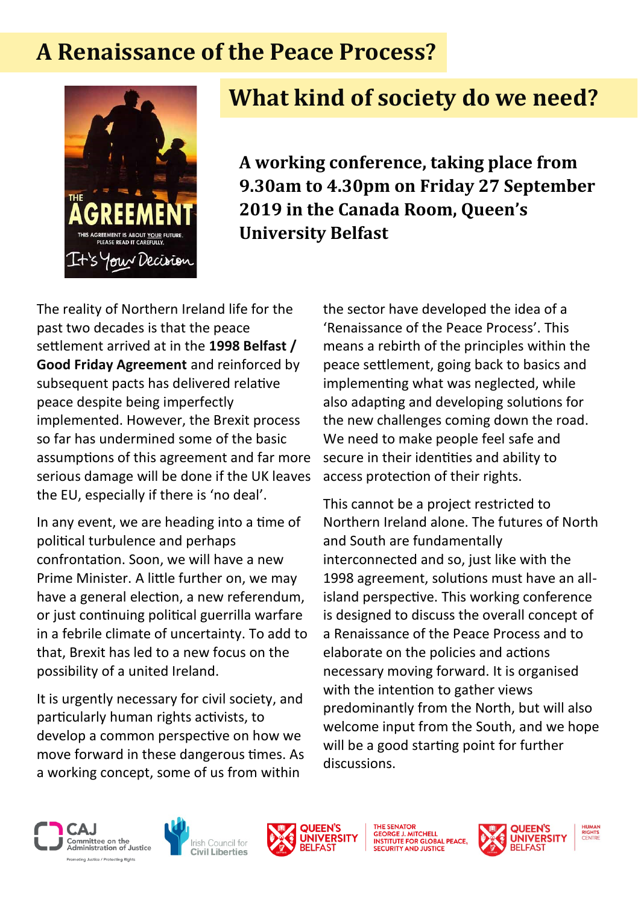# A Renaissance of the Peace Process?

## What kind of society do we need?

**A working conference, taking place from 9.30am to 4.30pm on Friday 27 September 2019 in the Canada Room, Queen's University Belfast**

The reality of Northern Ireland life for the past two decades is that the peace settlement arrived at in the **1998 Belfast / Good Friday Agreement** and reinforced by subsequent pacts has delivered relative peace despite being imperfectly implemented. However, the Brexit process so far has undermined some of the basic assumptions of this agreement and far more serious damage will be done if the UK leaves the EU, especially if there is 'no deal'.

In any event, we are heading into a time of political turbulence and perhaps confrontation. Soon, we will have a new Prime Minister. A little further on, we may have a general election, a new referendum, or just continuing political guerrilla warfare in a febrile climate of uncertainty. To add to that, Brexit has led to a new focus on the possibility of a united Ireland.

It is urgently necessary for civil society, and particularly human rights activists, to develop a common perspective on how we move forward in these dangerous times. As a working concept, some of us from within the sector have developed the idea of a 'Renaissance of the Peace Process'. This means a rebirth of the principles within the peace settlement, going back to basics and implementing what was neglected, while also adapting and developing solutions for the new challenges coming down the road. We need to make people feel safe and secure in their identities and ability to access protection of their rights.

This cannot be a project restricted to Northern Ireland alone. The futures of North and South are fundamentally interconnected and so, just like with the 1998 agreement, solutions must have an all-island perspective. This working conference is designed to discuss the overall concept of a Renaissance of the Peace Process and to elaborate on the policies and actions necessary moving forward. It is organised with the intention to gather views predominantly from the North, but will also welcome input from the South, and we hope will be a good starting point for further discussions.

CAJ Committee on the Administration of Justice — Promoting Justice / Protecting Rights | Irish Council for Civil Liberties | Queen's University Belfast — The Senator George J. Mitchell Institute for Global Peace, Security and Justice | Queen's University Belfast — Human Rights Centre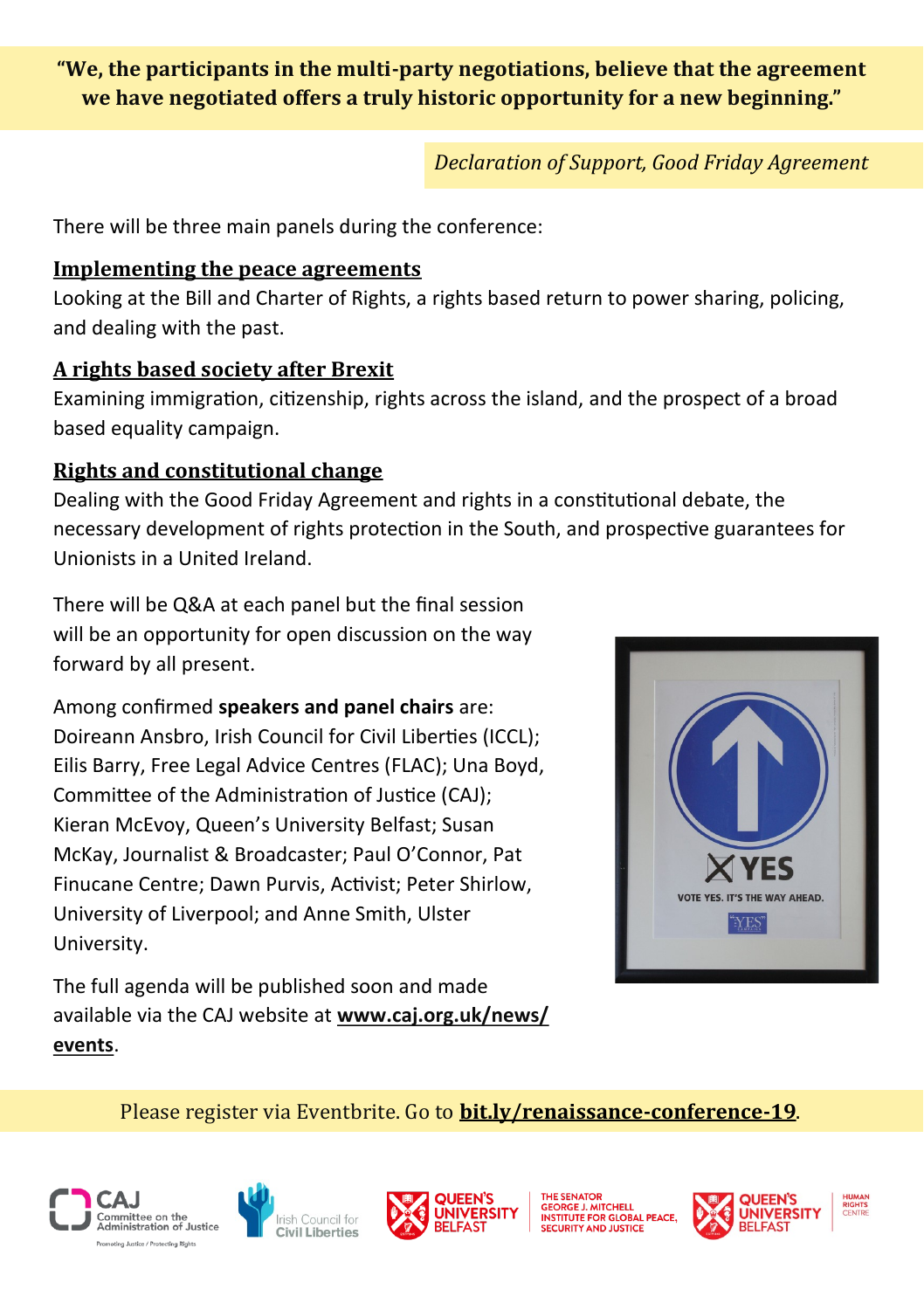**"We, the participants in the multi-party negotiations, believe that the agreement we have negotiated offers a truly historic opportunity for a new beginning."**

*Declaration of Support, Good Friday Agreement*

There will be three main panels during the conference:

### Implementing the peace agreements

Looking at the Bill and Charter of Rights, a rights based return to power sharing, policing, and dealing with the past.

### A rights based society after Brexit

Examining immigration, citizenship, rights across the island, and the prospect of a broad based equality campaign.

### Rights and constitutional change

Dealing with the Good Friday Agreement and rights in a constitutional debate, the necessary development of rights protection in the South, and prospective guarantees for Unionists in a United Ireland.

There will be Q&A at each panel but the final session will be an opportunity for open discussion on the way forward by all present.

Among confirmed **speakers and panel chairs** are: Doireann Ansbro, Irish Council for Civil Liberties (ICCL); Eilis Barry, Free Legal Advice Centres (FLAC); Una Boyd, Committee of the Administration of Justice (CAJ); Kieran McEvoy, Queen's University Belfast; Susan McKay, Journalist & Broadcaster; Paul O'Connor, Pat Finucane Centre; Dawn Purvis, Activist; Peter Shirlow, University of Liverpool; and Anne Smith, Ulster University.

The full agenda will be published soon and made available via the CAJ website at **www.caj.org.uk/news/events**.

Please register via Eventbrite. Go to **bit.ly/renaissance-conference-19**.

CAJ Committee on the Administration of Justice — Promoting Justice / Protecting Rights

Irish Council for Civil Liberties

Queen's University Belfast — The Senator George J. Mitchell Institute for Global Peace, Security and Justice

Queen's University Belfast — Human Rights Centre